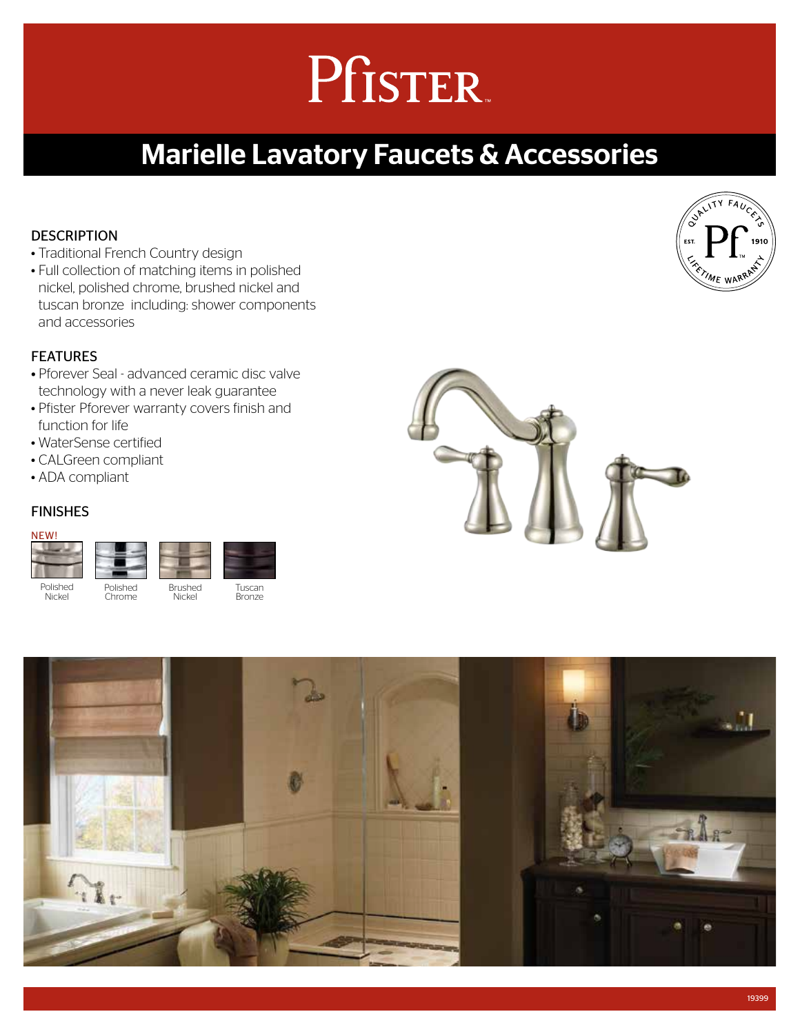# Pfister

## Marielle Lavatory Faucets & Accessories

### DESCRIPTION

- Traditional French Country design
- Full collection of matching items in polished nickel, polished chrome, brushed nickel and tuscan bronze including: shower components and accessories

### FEATURES

- Pforever Seal - advanced ceramic disc valve technology with a never leak guarantee
- Pfister Pforever warranty covers finish and function for life
- WaterSense certified
- CALGreen compliant
- ADA compliant

### FINISHES

NEW!

Polished Nickel | Polished Chrome | Brushed Nickel | Tuscan Bronze

QUALITY FAUCETS EST. 1910 Pf LIFETIME WARRANTY

19399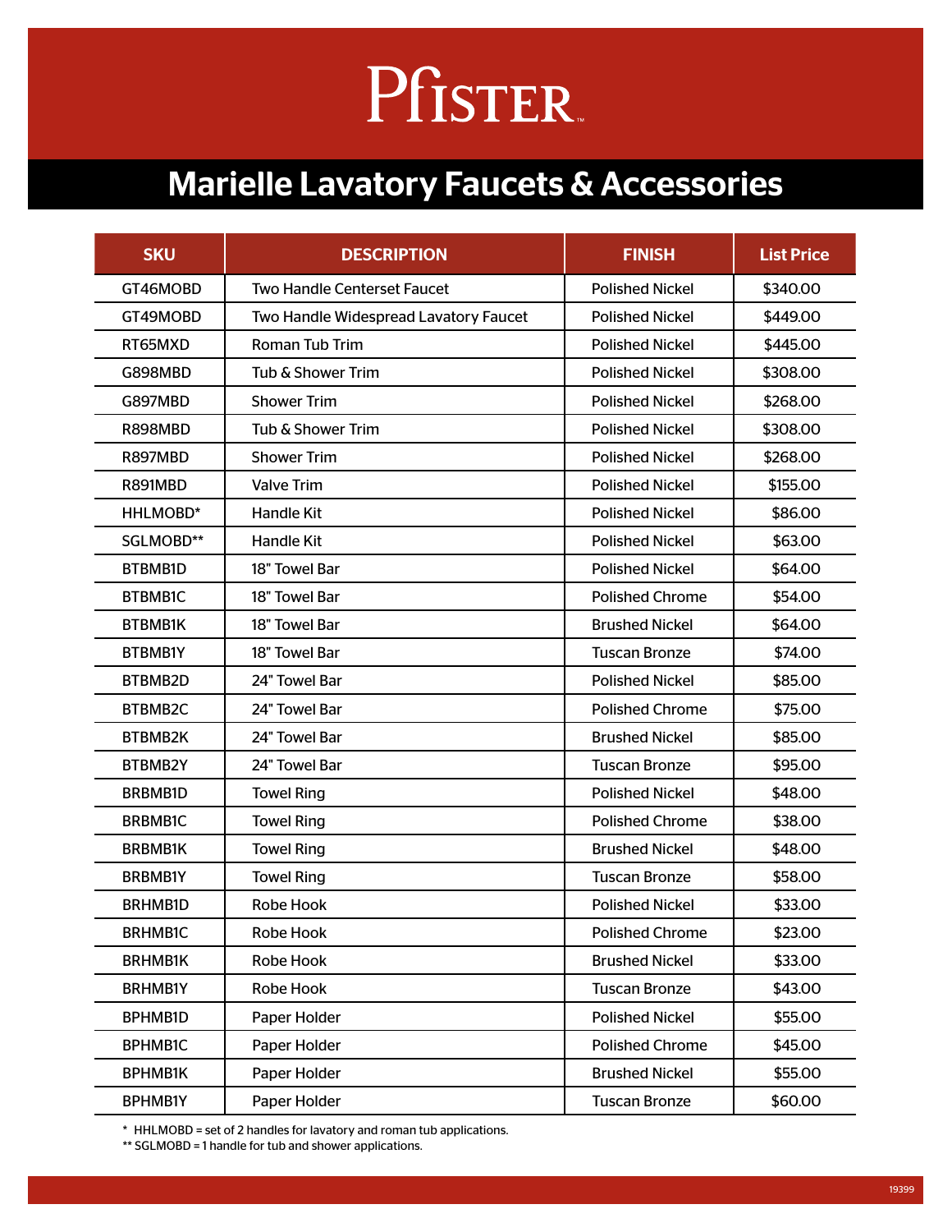# Pfister

## Marielle Lavatory Faucets & Accessories

| SKU | DESCRIPTION | FINISH | List Price |
|---|---|---|---|
| GT46MOBD | Two Handle Centerset Faucet | Polished Nickel | $340.00 |
| GT49MOBD | Two Handle Widespread Lavatory Faucet | Polished Nickel | $449.00 |
| RT65MXD | Roman Tub Trim | Polished Nickel | $445.00 |
| G898MBD | Tub & Shower Trim | Polished Nickel | $308.00 |
| G897MBD | Shower Trim | Polished Nickel | $268.00 |
| R898MBD | Tub & Shower Trim | Polished Nickel | $308.00 |
| R897MBD | Shower Trim | Polished Nickel | $268.00 |
| R891MBD | Valve Trim | Polished Nickel | $155.00 |
| HHLMOBD* | Handle Kit | Polished Nickel | $86.00 |
| SGLMOBD** | Handle Kit | Polished Nickel | $63.00 |
| BTBMB1D | 18" Towel Bar | Polished Nickel | $64.00 |
| BTBMB1C | 18" Towel Bar | Polished Chrome | $54.00 |
| BTBMB1K | 18" Towel Bar | Brushed Nickel | $64.00 |
| BTBMB1Y | 18" Towel Bar | Tuscan Bronze | $74.00 |
| BTBMB2D | 24" Towel Bar | Polished Nickel | $85.00 |
| BTBMB2C | 24" Towel Bar | Polished Chrome | $75.00 |
| BTBMB2K | 24" Towel Bar | Brushed Nickel | $85.00 |
| BTBMB2Y | 24" Towel Bar | Tuscan Bronze | $95.00 |
| BRBMB1D | Towel Ring | Polished Nickel | $48.00 |
| BRBMB1C | Towel Ring | Polished Chrome | $38.00 |
| BRBMB1K | Towel Ring | Brushed Nickel | $48.00 |
| BRBMB1Y | Towel Ring | Tuscan Bronze | $58.00 |
| BRHMB1D | Robe Hook | Polished Nickel | $33.00 |
| BRHMB1C | Robe Hook | Polished Chrome | $23.00 |
| BRHMB1K | Robe Hook | Brushed Nickel | $33.00 |
| BRHMB1Y | Robe Hook | Tuscan Bronze | $43.00 |
| BPHMB1D | Paper Holder | Polished Nickel | $55.00 |
| BPHMB1C | Paper Holder | Polished Chrome | $45.00 |
| BPHMB1K | Paper Holder | Brushed Nickel | $55.00 |
| BPHMB1Y | Paper Holder | Tuscan Bronze | $60.00 |

\* HHLMOBD = set of 2 handles for lavatory and roman tub applications.
** SGLMOBD = 1 handle for tub and shower applications.

19399